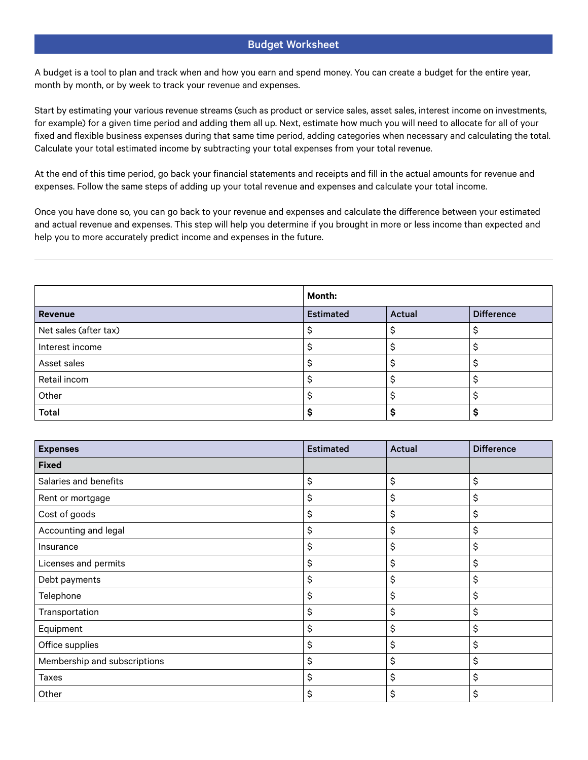# Budget Worksheet

A budget is a tool to plan and track when and how you earn and spend money. You can create a budget for the entire year, month by month, or by week to track your revenue and expenses.

Start by estimating your various revenue streams (such as product or service sales, asset sales, interest income on investments, for example) for a given time period and adding them all up. Next, estimate how much you will need to allocate for all of your fixed and flexible business expenses during that same time period, adding categories when necessary and calculating the total. Calculate your total estimated income by subtracting your total expenses from your total revenue.

At the end of this time period, go back your financial statements and receipts and fill in the actual amounts for revenue and expenses. Follow the same steps of adding up your total revenue and expenses and calculate your total income.

Once you have done so, you can go back to your revenue and expenses and calculate the difference between your estimated and actual revenue and expenses. This step will help you determine if you brought in more or less income than expected and help you to more accurately predict income and expenses in the future.

---

| | **Month:** | | |
|---|---|---|---|
| **Revenue** | **Estimated** | **Actual** | **Difference** |
| Net sales (after tax) | $ | $ | $ |
| Interest income | $ | $ | $ |
| Asset sales | $ | $ | $ |
| Retail incom | $ | $ | $ |
| Other | $ | $ | $ |
| **Total** | **$** | **$** | **$** |

| **Expenses** | **Estimated** | **Actual** | **Difference** |
|---|---|---|---|
| **Fixed** | | | |
| Salaries and benefits | $ | $ | $ |
| Rent or mortgage | $ | $ | $ |
| Cost of goods | $ | $ | $ |
| Accounting and legal | $ | $ | $ |
| Insurance | $ | $ | $ |
| Licenses and permits | $ | $ | $ |
| Debt payments | $ | $ | $ |
| Telephone | $ | $ | $ |
| Transportation | $ | $ | $ |
| Equipment | $ | $ | $ |
| Office supplies | $ | $ | $ |
| Membership and subscriptions | $ | $ | $ |
| Taxes | $ | $ | $ |
| Other | $ | $ | $ |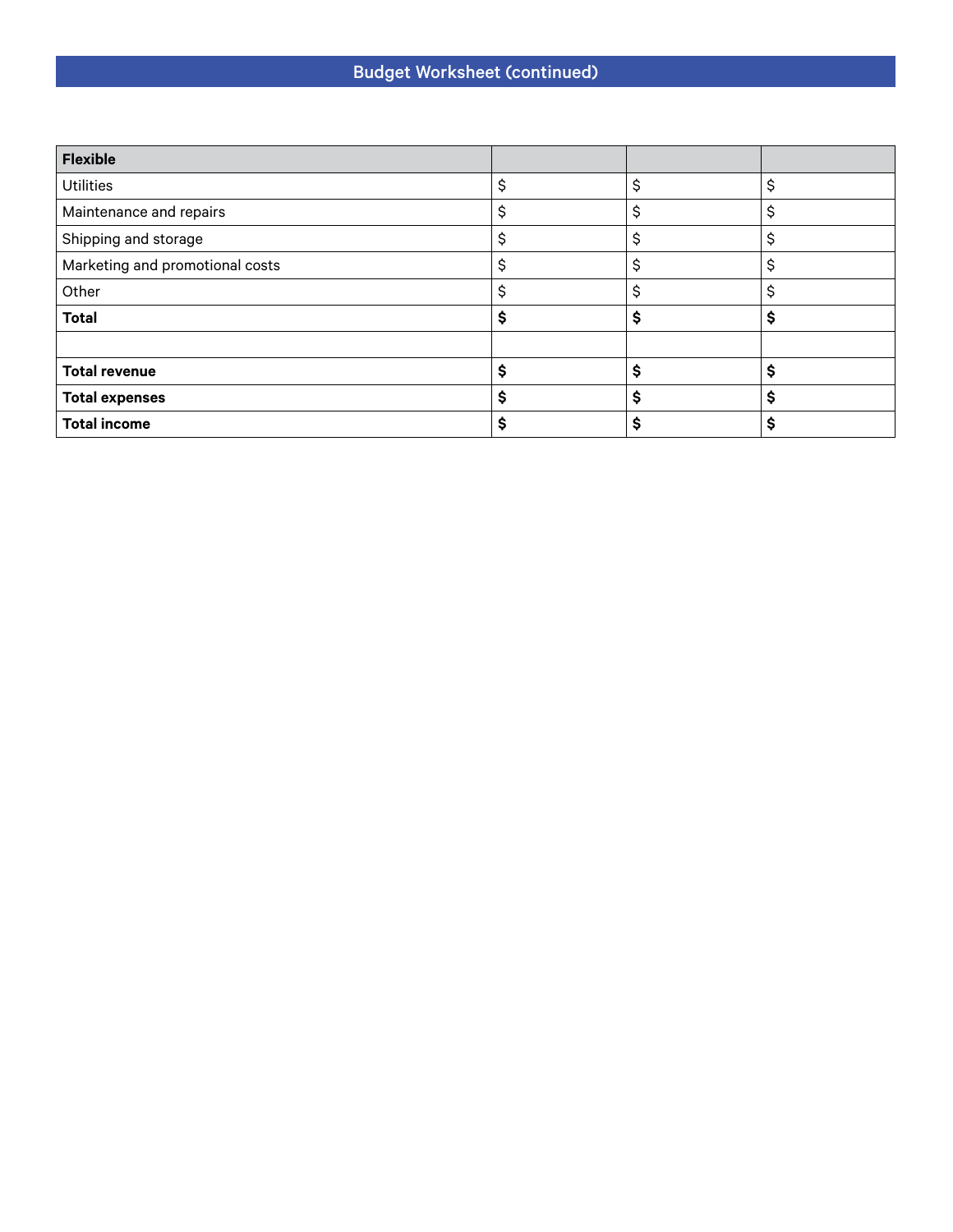## Budget Worksheet (continued)

| **Flexible** | | | |
|---|---|---|---|
| Utilities | $ | $ | $ |
| Maintenance and repairs | $ | $ | $ |
| Shipping and storage | $ | $ | $ |
| Marketing and promotional costs | $ | $ | $ |
| Other | $ | $ | $ |
| **Total** | **$** | **$** | **$** |
| | | | |
| **Total revenue** | **$** | **$** | **$** |
| **Total expenses** | **$** | **$** | **$** |
| **Total income** | **$** | **$** | **$** |